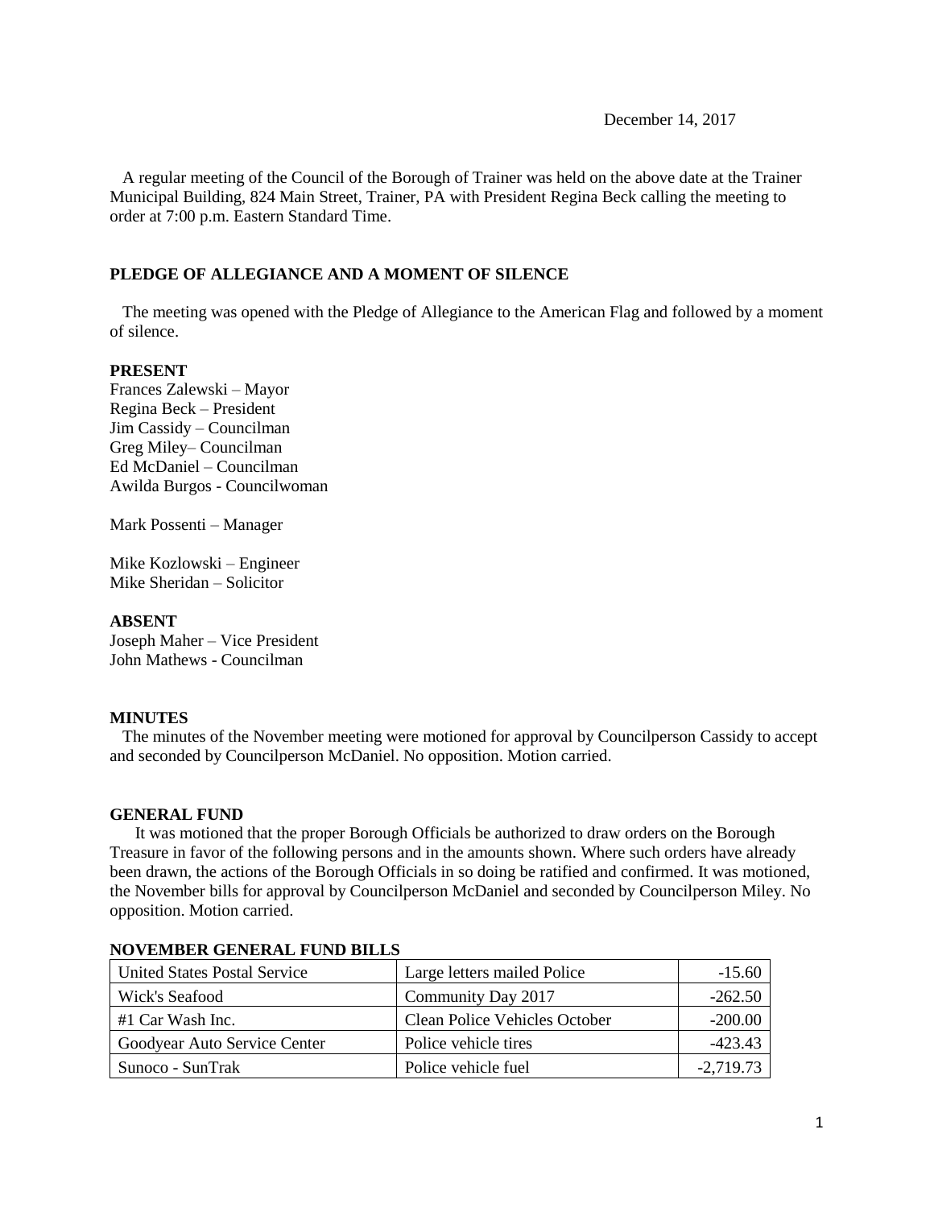December 14, 2017

A regular meeting of the Council of the Borough of Trainer was held on the above date at the Trainer Municipal Building, 824 Main Street, Trainer, PA with President Regina Beck calling the meeting to order at 7:00 p.m. Eastern Standard Time.

**PLEDGE OF ALLEGIANCE AND A MOMENT OF SILENCE**

The meeting was opened with the Pledge of Allegiance to the American Flag and followed by a moment of silence.

**PRESENT**
Frances Zalewski – Mayor
Regina Beck – President
Jim Cassidy – Councilman
Greg Miley– Councilman
Ed McDaniel – Councilman
Awilda Burgos - Councilwoman

Mark Possenti – Manager

Mike Kozlowski – Engineer
Mike Sheridan – Solicitor

**ABSENT**
Joseph Maher – Vice President
John Mathews - Councilman

**MINUTES**

The minutes of the November meeting were motioned for approval by Councilperson Cassidy to accept and seconded by Councilperson McDaniel. No opposition. Motion carried.

**GENERAL FUND**

It was motioned that the proper Borough Officials be authorized to draw orders on the Borough Treasure in favor of the following persons and in the amounts shown. Where such orders have already been drawn, the actions of the Borough Officials in so doing be ratified and confirmed. It was motioned, the November bills for approval by Councilperson McDaniel and seconded by Councilperson Miley. No opposition. Motion carried.

**NOVEMBER GENERAL FUND BILLS**

| | | |
|---|---|---:|
| United States Postal Service | Large letters mailed Police | -15.60 |
| Wick's Seafood | Community Day 2017 | -262.50 |
| #1 Car Wash Inc. | Clean Police Vehicles October | -200.00 |
| Goodyear Auto Service Center | Police vehicle tires | -423.43 |
| Sunoco - SunTrak | Police vehicle fuel | -2,719.73 |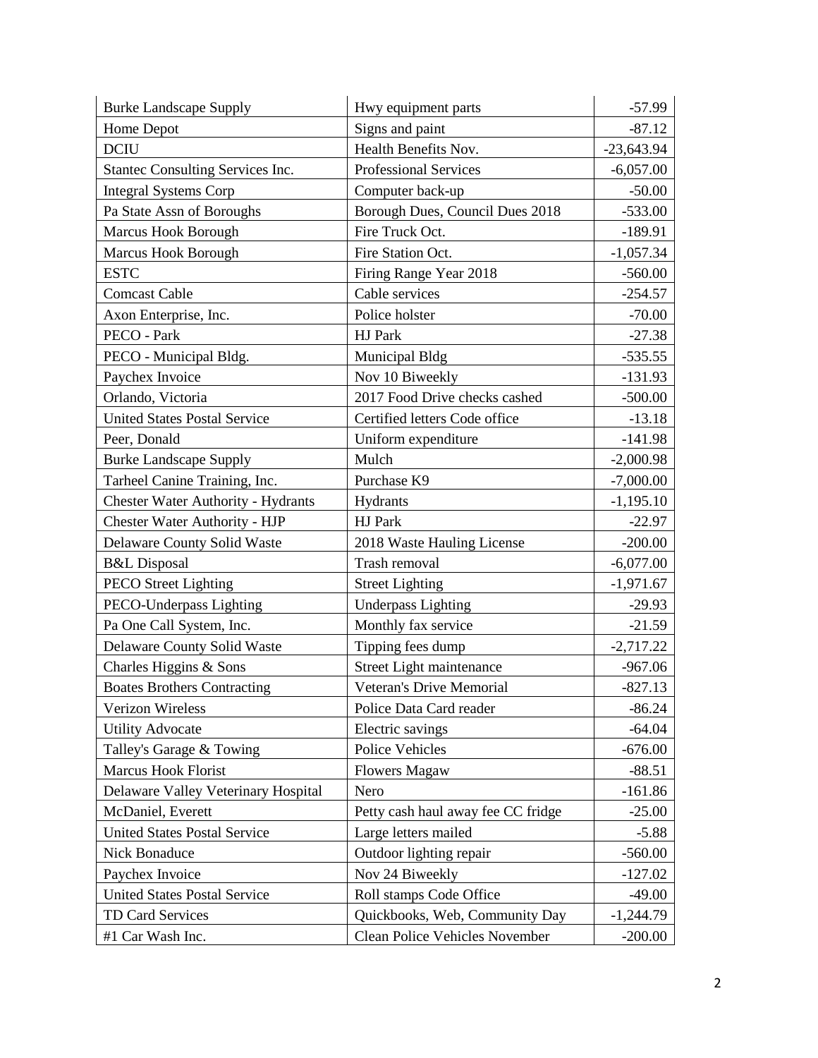| Burke Landscape Supply | Hwy equipment parts | -57.99 |
|---|---|---|
| Home Depot | Signs and paint | -87.12 |
| DCIU | Health Benefits Nov. | -23,643.94 |
| Stantec Consulting Services Inc. | Professional Services | -6,057.00 |
| Integral Systems Corp | Computer back-up | -50.00 |
| Pa State Assn of Boroughs | Borough Dues, Council Dues 2018 | -533.00 |
| Marcus Hook Borough | Fire Truck Oct. | -189.91 |
| Marcus Hook Borough | Fire Station Oct. | -1,057.34 |
| ESTC | Firing Range Year 2018 | -560.00 |
| Comcast Cable | Cable services | -254.57 |
| Axon Enterprise, Inc. | Police holster | -70.00 |
| PECO - Park | HJ Park | -27.38 |
| PECO - Municipal Bldg. | Municipal Bldg | -535.55 |
| Paychex Invoice | Nov 10 Biweekly | -131.93 |
| Orlando, Victoria | 2017 Food Drive checks cashed | -500.00 |
| United States Postal Service | Certified letters Code office | -13.18 |
| Peer, Donald | Uniform expenditure | -141.98 |
| Burke Landscape Supply | Mulch | -2,000.98 |
| Tarheel Canine Training, Inc. | Purchase K9 | -7,000.00 |
| Chester Water Authority - Hydrants | Hydrants | -1,195.10 |
| Chester Water Authority - HJP | HJ Park | -22.97 |
| Delaware County Solid Waste | 2018 Waste Hauling License | -200.00 |
| B&L Disposal | Trash removal | -6,077.00 |
| PECO Street Lighting | Street Lighting | -1,971.67 |
| PECO-Underpass Lighting | Underpass Lighting | -29.93 |
| Pa One Call System, Inc. | Monthly fax service | -21.59 |
| Delaware County Solid Waste | Tipping fees dump | -2,717.22 |
| Charles Higgins & Sons | Street Light maintenance | -967.06 |
| Boates Brothers Contracting | Veteran's Drive Memorial | -827.13 |
| Verizon Wireless | Police Data Card reader | -86.24 |
| Utility Advocate | Electric savings | -64.04 |
| Talley's Garage & Towing | Police Vehicles | -676.00 |
| Marcus Hook Florist | Flowers Magaw | -88.51 |
| Delaware Valley Veterinary Hospital | Nero | -161.86 |
| McDaniel, Everett | Petty cash haul away fee CC fridge | -25.00 |
| United States Postal Service | Large letters mailed | -5.88 |
| Nick Bonaduce | Outdoor lighting repair | -560.00 |
| Paychex Invoice | Nov 24 Biweekly | -127.02 |
| United States Postal Service | Roll stamps Code Office | -49.00 |
| TD Card Services | Quickbooks, Web, Community Day | -1,244.79 |
| #1 Car Wash Inc. | Clean Police Vehicles November | -200.00 |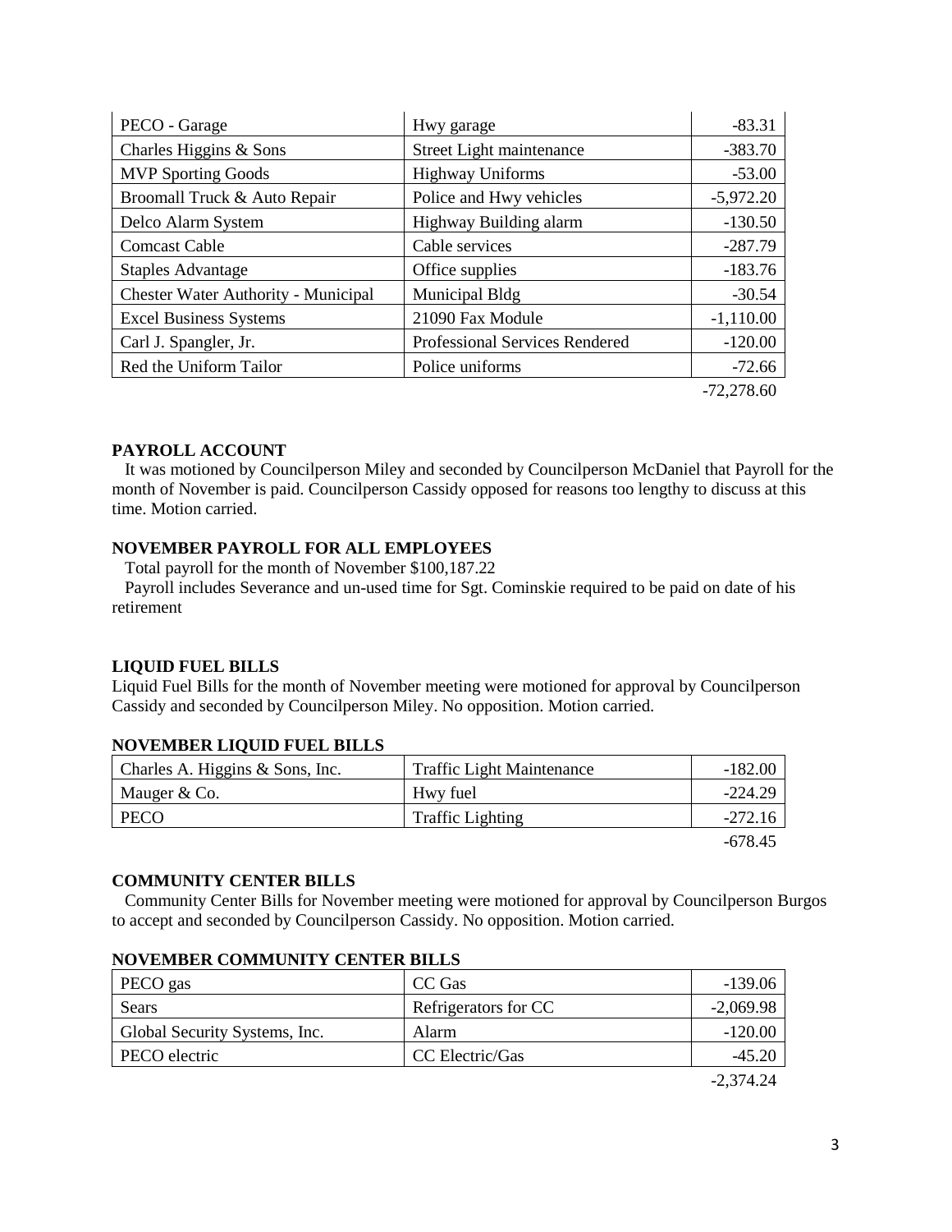| | | |
|---|---|---|
| PECO - Garage | Hwy garage | -83.31 |
| Charles Higgins & Sons | Street Light maintenance | -383.70 |
| MVP Sporting Goods | Highway Uniforms | -53.00 |
| Broomall Truck & Auto Repair | Police and Hwy vehicles | -5,972.20 |
| Delco Alarm System | Highway Building alarm | -130.50 |
| Comcast Cable | Cable services | -287.79 |
| Staples Advantage | Office supplies | -183.76 |
| Chester Water Authority - Municipal | Municipal Bldg | -30.54 |
| Excel Business Systems | 21090 Fax Module | -1,110.00 |
| Carl J. Spangler, Jr. | Professional Services Rendered | -120.00 |
| Red the Uniform Tailor | Police uniforms | -72.66 |
| | | -72,278.60 |

**PAYROLL ACCOUNT**

It was motioned by Councilperson Miley and seconded by Councilperson McDaniel that Payroll for the month of November is paid. Councilperson Cassidy opposed for reasons too lengthy to discuss at this time. Motion carried.

**NOVEMBER PAYROLL FOR ALL EMPLOYEES**

Total payroll for the month of November $100,187.22

Payroll includes Severance and un-used time for Sgt. Cominskie required to be paid on date of his retirement

**LIQUID FUEL BILLS**

Liquid Fuel Bills for the month of November meeting were motioned for approval by Councilperson Cassidy and seconded by Councilperson Miley. No opposition. Motion carried.

**NOVEMBER LIQUID FUEL BILLS**

| | | |
|---|---|---|
| Charles A. Higgins & Sons, Inc. | Traffic Light Maintenance | -182.00 |
| Mauger & Co. | Hwy fuel | -224.29 |
| PECO | Traffic Lighting | -272.16 |
| | | -678.45 |

**COMMUNITY CENTER BILLS**

Community Center Bills for November meeting were motioned for approval by Councilperson Burgos to accept and seconded by Councilperson Cassidy. No opposition. Motion carried.

**NOVEMBER COMMUNITY CENTER BILLS**

| | | |
|---|---|---|
| PECO gas | CC Gas | -139.06 |
| Sears | Refrigerators for CC | -2,069.98 |
| Global Security Systems, Inc. | Alarm | -120.00 |
| PECO electric | CC Electric/Gas | -45.20 |
| | | -2,374.24 |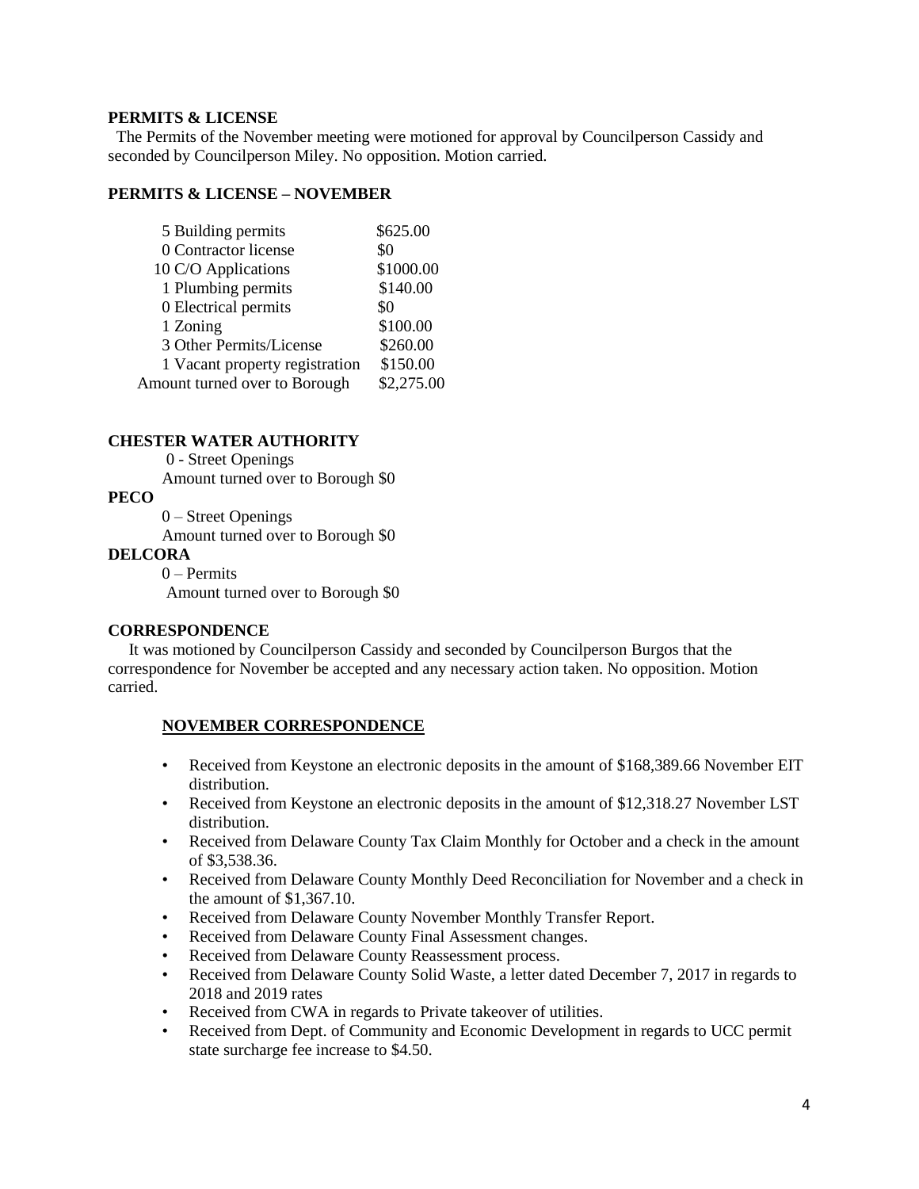**PERMITS & LICENSE**

The Permits of the November meeting were motioned for approval by Councilperson Cassidy and seconded by Councilperson Miley. No opposition. Motion carried.

**PERMITS & LICENSE – NOVEMBER**

| | |
|---|---|
| 5 Building permits | \$625.00 |
| 0 Contractor license | \$0 |
| 10 C/O Applications | \$1000.00 |
| 1 Plumbing permits | \$140.00 |
| 0 Electrical permits | \$0 |
| 1 Zoning | \$100.00 |
| 3 Other Permits/License | \$260.00 |
| 1 Vacant property registration | \$150.00 |
| Amount turned over to Borough | \$2,275.00 |

**CHESTER WATER AUTHORITY**

0 - Street Openings
Amount turned over to Borough \$0

**PECO**

0 – Street Openings
Amount turned over to Borough \$0

**DELCORA**

0 – Permits
Amount turned over to Borough \$0

**CORRESPONDENCE**

It was motioned by Councilperson Cassidy and seconded by Councilperson Burgos that the correspondence for November be accepted and any necessary action taken. No opposition. Motion carried.

**NOVEMBER CORRESPONDENCE**

- Received from Keystone an electronic deposits in the amount of \$168,389.66 November EIT distribution.
- Received from Keystone an electronic deposits in the amount of \$12,318.27 November LST distribution.
- Received from Delaware County Tax Claim Monthly for October and a check in the amount of \$3,538.36.
- Received from Delaware County Monthly Deed Reconciliation for November and a check in the amount of \$1,367.10.
- Received from Delaware County November Monthly Transfer Report.
- Received from Delaware County Final Assessment changes.
- Received from Delaware County Reassessment process.
- Received from Delaware County Solid Waste, a letter dated December 7, 2017 in regards to 2018 and 2019 rates
- Received from CWA in regards to Private takeover of utilities.
- Received from Dept. of Community and Economic Development in regards to UCC permit state surcharge fee increase to \$4.50.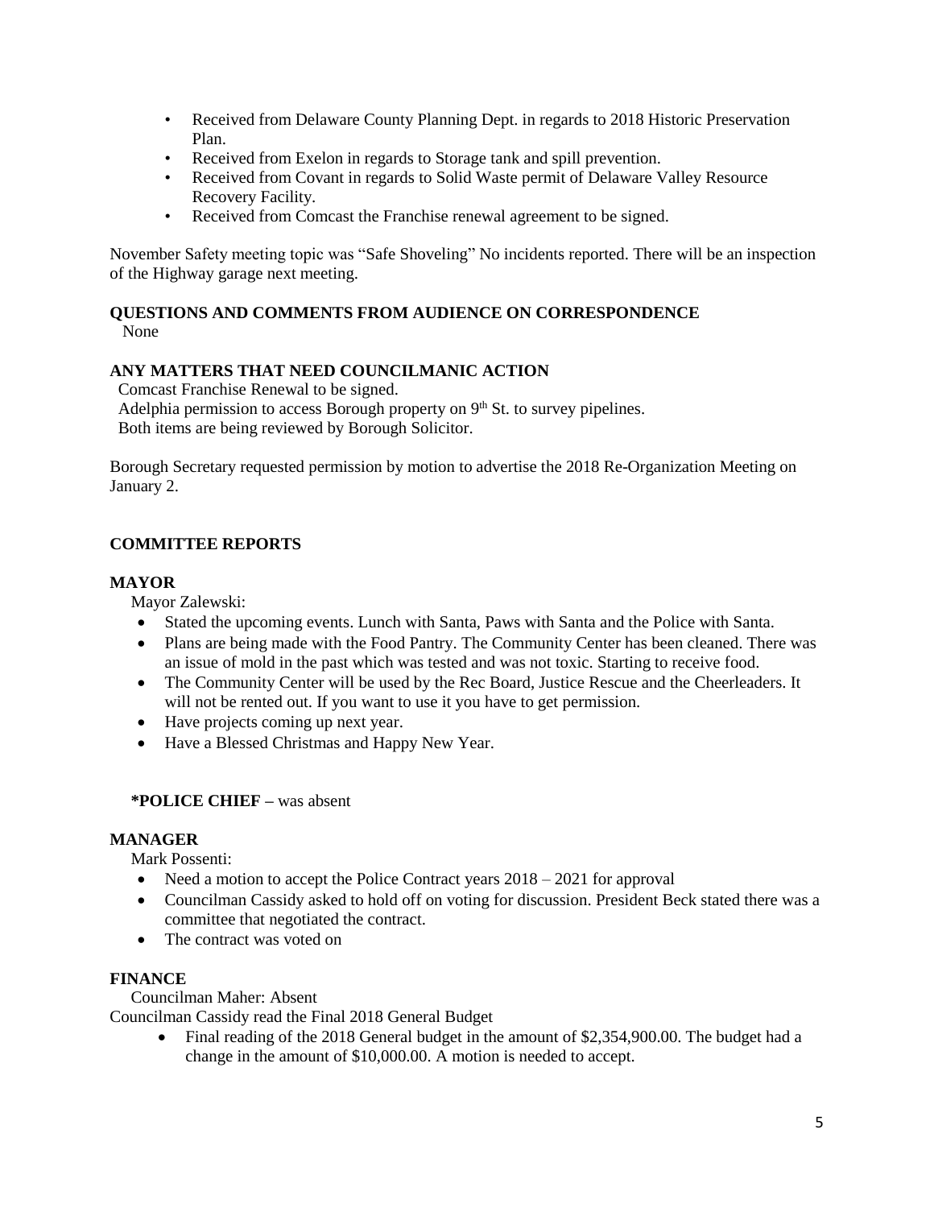- Received from Delaware County Planning Dept. in regards to 2018 Historic Preservation Plan.
- Received from Exelon in regards to Storage tank and spill prevention.
- Received from Covant in regards to Solid Waste permit of Delaware Valley Resource Recovery Facility.
- Received from Comcast the Franchise renewal agreement to be signed.

November Safety meeting topic was "Safe Shoveling" No incidents reported. There will be an inspection of the Highway garage next meeting.

**QUESTIONS AND COMMENTS FROM AUDIENCE ON CORRESPONDENCE**

None

**ANY MATTERS THAT NEED COUNCILMANIC ACTION**

Comcast Franchise Renewal to be signed.
Adelphia permission to access Borough property on 9th St. to survey pipelines.
Both items are being reviewed by Borough Solicitor.

Borough Secretary requested permission by motion to advertise the 2018 Re-Organization Meeting on January 2.

**COMMITTEE REPORTS**

**MAYOR**

Mayor Zalewski:

- Stated the upcoming events. Lunch with Santa, Paws with Santa and the Police with Santa.
- Plans are being made with the Food Pantry. The Community Center has been cleaned. There was an issue of mold in the past which was tested and was not toxic. Starting to receive food.
- The Community Center will be used by the Rec Board, Justice Rescue and the Cheerleaders. It will not be rented out. If you want to use it you have to get permission.
- Have projects coming up next year.
- Have a Blessed Christmas and Happy New Year.

**\*POLICE CHIEF –** was absent

**MANAGER**

Mark Possenti:

- Need a motion to accept the Police Contract years 2018 – 2021 for approval
- Councilman Cassidy asked to hold off on voting for discussion. President Beck stated there was a committee that negotiated the contract.
- The contract was voted on

**FINANCE**

Councilman Maher: Absent

Councilman Cassidy read the Final 2018 General Budget

- Final reading of the 2018 General budget in the amount of $2,354,900.00. The budget had a change in the amount of $10,000.00. A motion is needed to accept.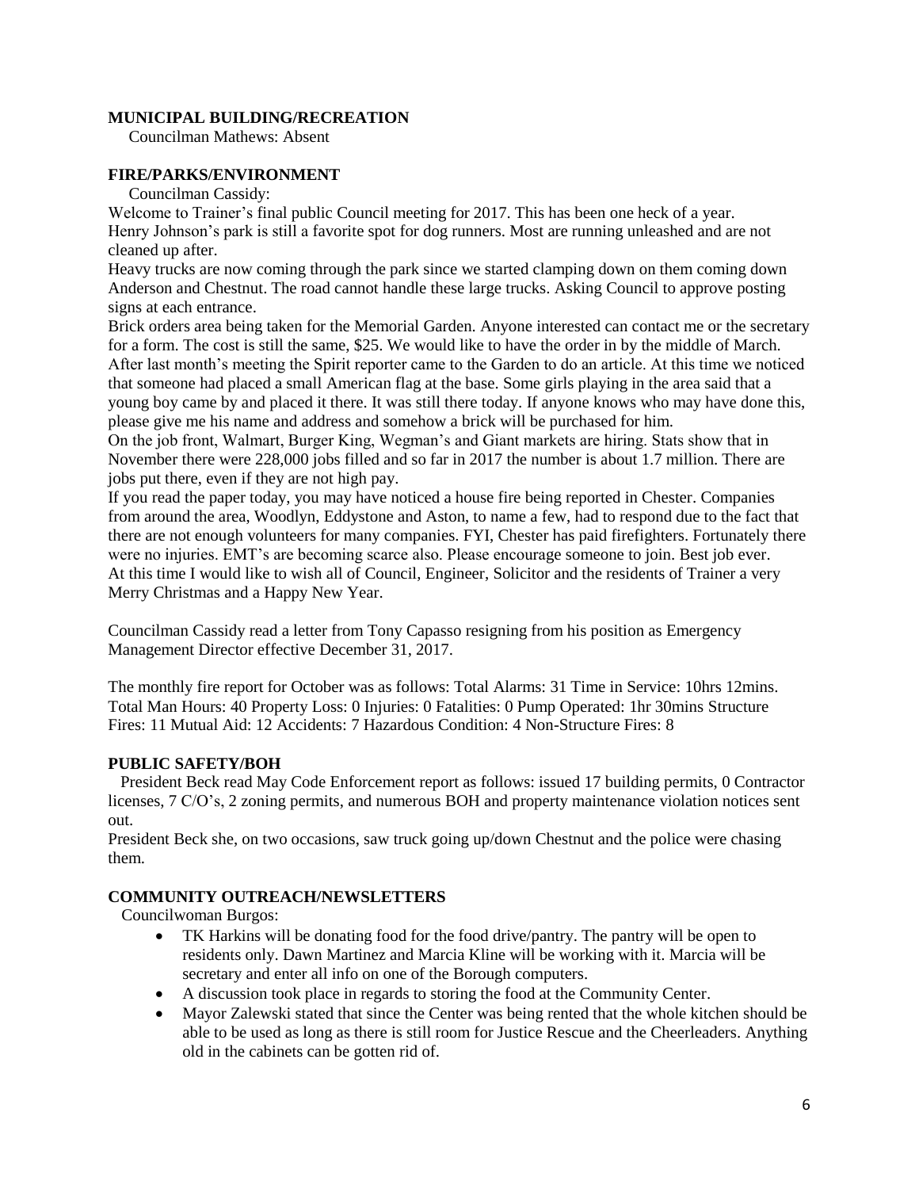**MUNICIPAL BUILDING/RECREATION**

Councilman Mathews: Absent

**FIRE/PARKS/ENVIRONMENT**

Councilman Cassidy:

Welcome to Trainer's final public Council meeting for 2017. This has been one heck of a year.
Henry Johnson's park is still a favorite spot for dog runners. Most are running unleashed and are not cleaned up after.
Heavy trucks are now coming through the park since we started clamping down on them coming down Anderson and Chestnut. The road cannot handle these large trucks. Asking Council to approve posting signs at each entrance.
Brick orders area being taken for the Memorial Garden. Anyone interested can contact me or the secretary for a form. The cost is still the same, $25. We would like to have the order in by the middle of March.
After last month's meeting the Spirit reporter came to the Garden to do an article. At this time we noticed that someone had placed a small American flag at the base. Some girls playing in the area said that a young boy came by and placed it there. It was still there today. If anyone knows who may have done this, please give me his name and address and somehow a brick will be purchased for him.
On the job front, Walmart, Burger King, Wegman's and Giant markets are hiring. Stats show that in November there were 228,000 jobs filled and so far in 2017 the number is about 1.7 million. There are jobs put there, even if they are not high pay.
If you read the paper today, you may have noticed a house fire being reported in Chester. Companies from around the area, Woodlyn, Eddystone and Aston, to name a few, had to respond due to the fact that there are not enough volunteers for many companies. FYI, Chester has paid firefighters. Fortunately there were no injuries. EMT's are becoming scarce also. Please encourage someone to join. Best job ever.
At this time I would like to wish all of Council, Engineer, Solicitor and the residents of Trainer a very Merry Christmas and a Happy New Year.

Councilman Cassidy read a letter from Tony Capasso resigning from his position as Emergency Management Director effective December 31, 2017.

The monthly fire report for October was as follows: Total Alarms: 31 Time in Service: 10hrs 12mins. Total Man Hours: 40 Property Loss: 0 Injuries: 0 Fatalities: 0 Pump Operated: 1hr 30mins Structure Fires: 11 Mutual Aid: 12 Accidents: 7 Hazardous Condition: 4 Non-Structure Fires: 8

**PUBLIC SAFETY/BOH**

President Beck read May Code Enforcement report as follows: issued 17 building permits, 0 Contractor licenses, 7 C/O's, 2 zoning permits, and numerous BOH and property maintenance violation notices sent out.
President Beck she, on two occasions, saw truck going up/down Chestnut and the police were chasing them.

**COMMUNITY OUTREACH/NEWSLETTERS**

Councilwoman Burgos:

- TK Harkins will be donating food for the food drive/pantry. The pantry will be open to residents only. Dawn Martinez and Marcia Kline will be working with it. Marcia will be secretary and enter all info on one of the Borough computers.
- A discussion took place in regards to storing the food at the Community Center.
- Mayor Zalewski stated that since the Center was being rented that the whole kitchen should be able to be used as long as there is still room for Justice Rescue and the Cheerleaders. Anything old in the cabinets can be gotten rid of.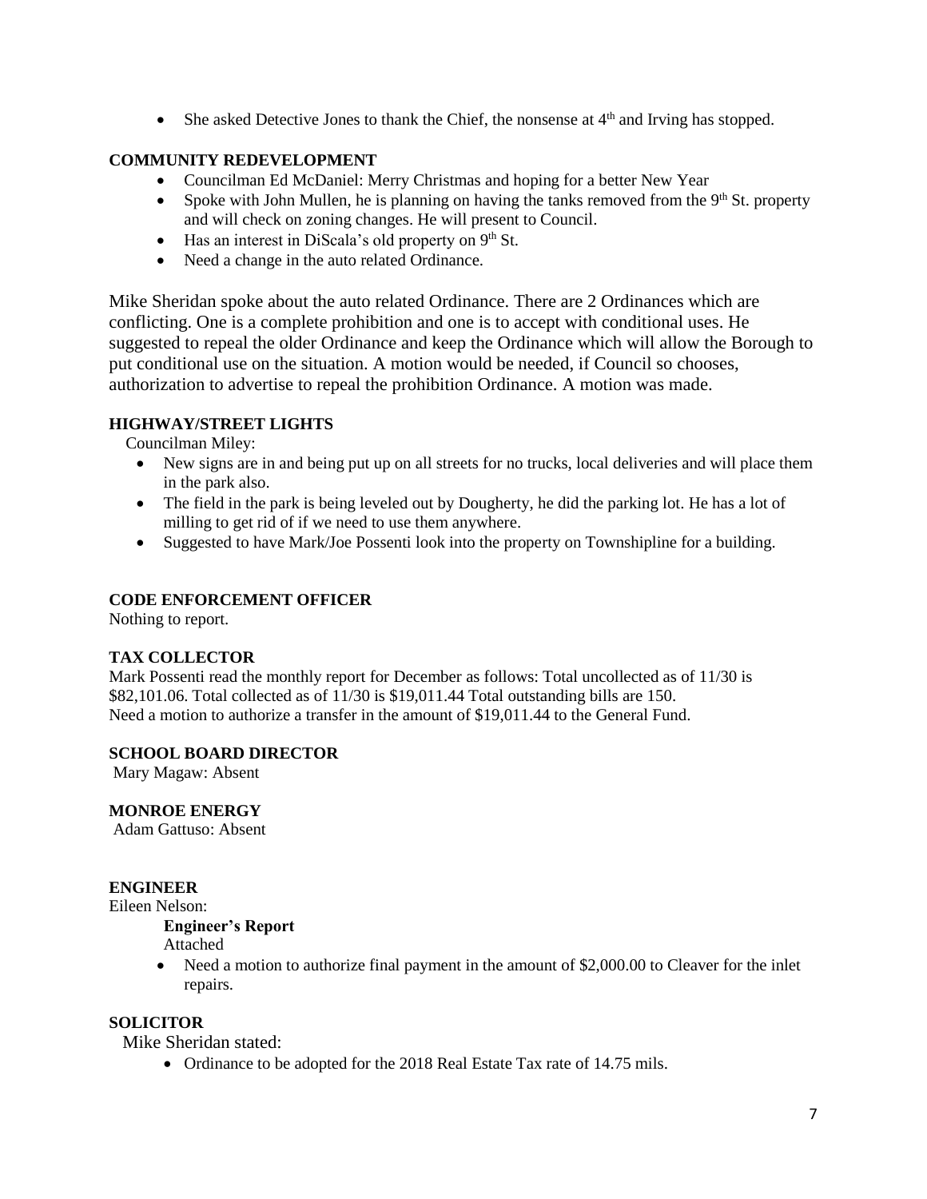- She asked Detective Jones to thank the Chief, the nonsense at 4th and Irving has stopped.

**COMMUNITY REDEVELOPMENT**

- Councilman Ed McDaniel: Merry Christmas and hoping for a better New Year
- Spoke with John Mullen, he is planning on having the tanks removed from the 9th St. property and will check on zoning changes. He will present to Council.
- Has an interest in DiScala's old property on 9th St.
- Need a change in the auto related Ordinance.

Mike Sheridan spoke about the auto related Ordinance. There are 2 Ordinances which are conflicting. One is a complete prohibition and one is to accept with conditional uses. He suggested to repeal the older Ordinance and keep the Ordinance which will allow the Borough to put conditional use on the situation. A motion would be needed, if Council so chooses, authorization to advertise to repeal the prohibition Ordinance. A motion was made.

**HIGHWAY/STREET LIGHTS**

Councilman Miley:

- New signs are in and being put up on all streets for no trucks, local deliveries and will place them in the park also.
- The field in the park is being leveled out by Dougherty, he did the parking lot. He has a lot of milling to get rid of if we need to use them anywhere.
- Suggested to have Mark/Joe Possenti look into the property on Townshipline for a building.

**CODE ENFORCEMENT OFFICER**

Nothing to report.

**TAX COLLECTOR**

Mark Possenti read the monthly report for December as follows: Total uncollected as of 11/30 is $82,101.06. Total collected as of 11/30 is $19,011.44 Total outstanding bills are 150.
Need a motion to authorize a transfer in the amount of $19,011.44 to the General Fund.

**SCHOOL BOARD DIRECTOR**

Mary Magaw: Absent

**MONROE ENERGY**

Adam Gattuso: Absent

**ENGINEER**

Eileen Nelson:

**Engineer's Report**

Attached

- Need a motion to authorize final payment in the amount of $2,000.00 to Cleaver for the inlet repairs.

**SOLICITOR**

Mike Sheridan stated:

- Ordinance to be adopted for the 2018 Real Estate Tax rate of 14.75 mils.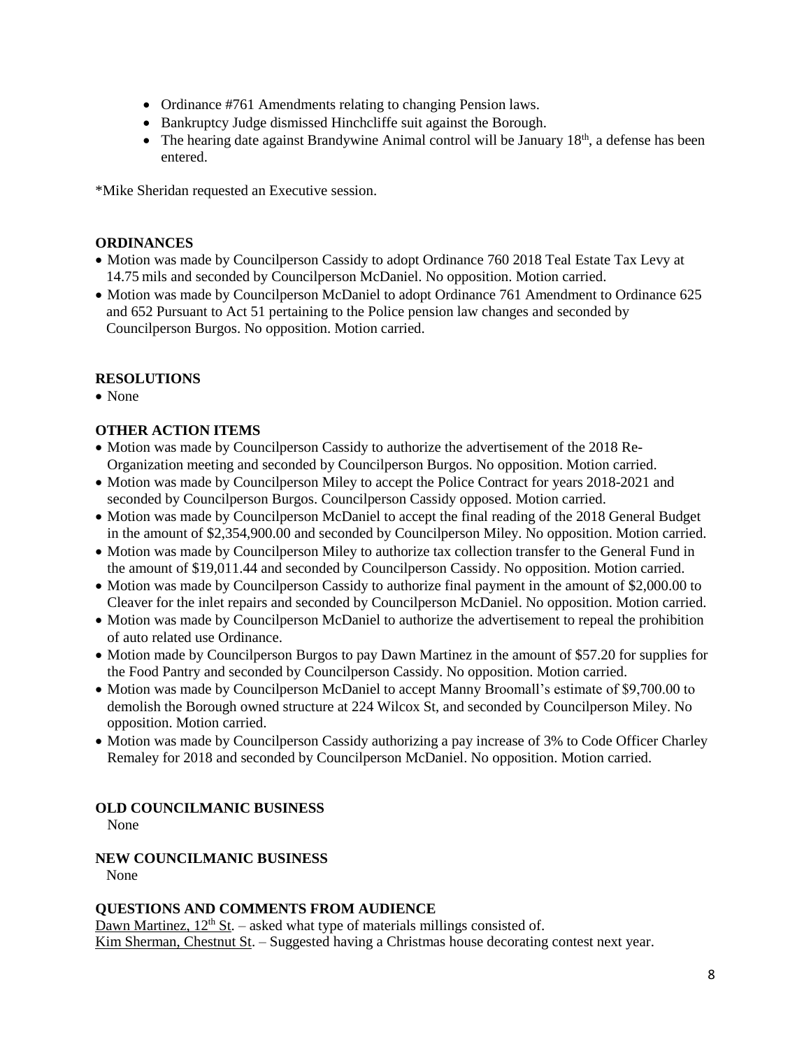- Ordinance #761 Amendments relating to changing Pension laws.
- Bankruptcy Judge dismissed Hinchcliffe suit against the Borough.
- The hearing date against Brandywine Animal control will be January 18th, a defense has been entered.

*Mike Sheridan requested an Executive session.

**ORDINANCES**

- Motion was made by Councilperson Cassidy to adopt Ordinance 760 2018 Teal Estate Tax Levy at 14.75 mils and seconded by Councilperson McDaniel. No opposition. Motion carried.
- Motion was made by Councilperson McDaniel to adopt Ordinance 761 Amendment to Ordinance 625 and 652 Pursuant to Act 51 pertaining to the Police pension law changes and seconded by Councilperson Burgos. No opposition. Motion carried.

**RESOLUTIONS**

- None

**OTHER ACTION ITEMS**

- Motion was made by Councilperson Cassidy to authorize the advertisement of the 2018 Re-Organization meeting and seconded by Councilperson Burgos. No opposition. Motion carried.
- Motion was made by Councilperson Miley to accept the Police Contract for years 2018-2021 and seconded by Councilperson Burgos. Councilperson Cassidy opposed. Motion carried.
- Motion was made by Councilperson McDaniel to accept the final reading of the 2018 General Budget in the amount of $2,354,900.00 and seconded by Councilperson Miley. No opposition. Motion carried.
- Motion was made by Councilperson Miley to authorize tax collection transfer to the General Fund in the amount of $19,011.44 and seconded by Councilperson Cassidy. No opposition. Motion carried.
- Motion was made by Councilperson Cassidy to authorize final payment in the amount of $2,000.00 to Cleaver for the inlet repairs and seconded by Councilperson McDaniel. No opposition. Motion carried.
- Motion was made by Councilperson McDaniel to authorize the advertisement to repeal the prohibition of auto related use Ordinance.
- Motion made by Councilperson Burgos to pay Dawn Martinez in the amount of $57.20 for supplies for the Food Pantry and seconded by Councilperson Cassidy. No opposition. Motion carried.
- Motion was made by Councilperson McDaniel to accept Manny Broomall's estimate of $9,700.00 to demolish the Borough owned structure at 224 Wilcox St, and seconded by Councilperson Miley. No opposition. Motion carried.
- Motion was made by Councilperson Cassidy authorizing a pay increase of 3% to Code Officer Charley Remaley for 2018 and seconded by Councilperson McDaniel. No opposition. Motion carried.

**OLD COUNCILMANIC BUSINESS**

None

**NEW COUNCILMANIC BUSINESS**

None

**QUESTIONS AND COMMENTS FROM AUDIENCE**

Dawn Martinez, 12th St. – asked what type of materials millings consisted of.
Kim Sherman, Chestnut St. – Suggested having a Christmas house decorating contest next year.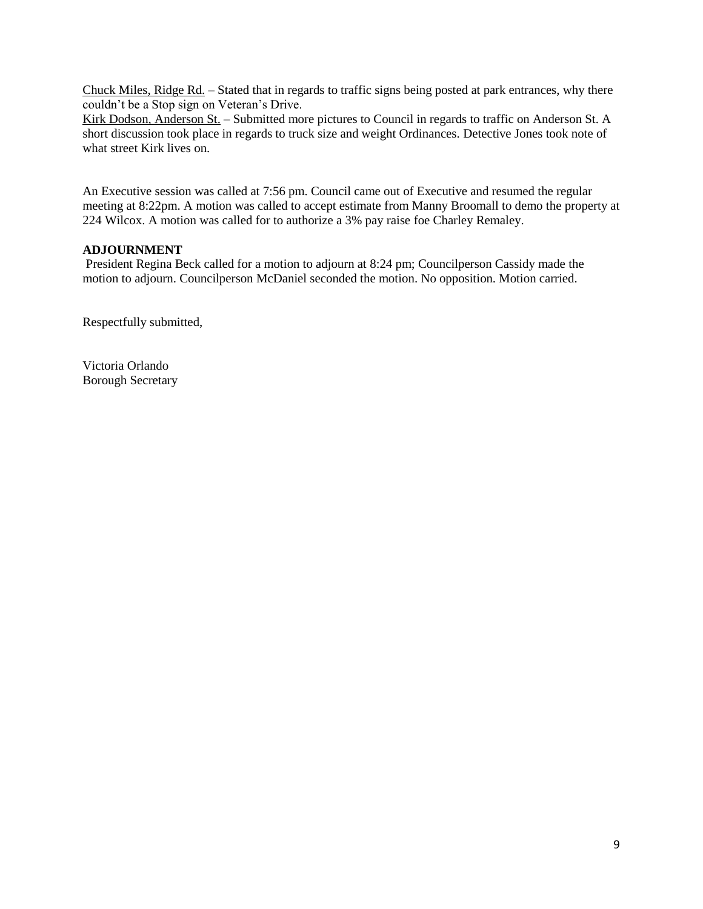Chuck Miles, Ridge Rd. – Stated that in regards to traffic signs being posted at park entrances, why there couldn't be a Stop sign on Veteran's Drive.
Kirk Dodson, Anderson St. – Submitted more pictures to Council in regards to traffic on Anderson St. A short discussion took place in regards to truck size and weight Ordinances. Detective Jones took note of what street Kirk lives on.

An Executive session was called at 7:56 pm. Council came out of Executive and resumed the regular meeting at 8:22pm. A motion was called to accept estimate from Manny Broomall to demo the property at 224 Wilcox. A motion was called for to authorize a 3% pay raise foe Charley Remaley.

**ADJOURNMENT**

President Regina Beck called for a motion to adjourn at 8:24 pm; Councilperson Cassidy made the motion to adjourn. Councilperson McDaniel seconded the motion. No opposition. Motion carried.

Respectfully submitted,

Victoria Orlando
Borough Secretary